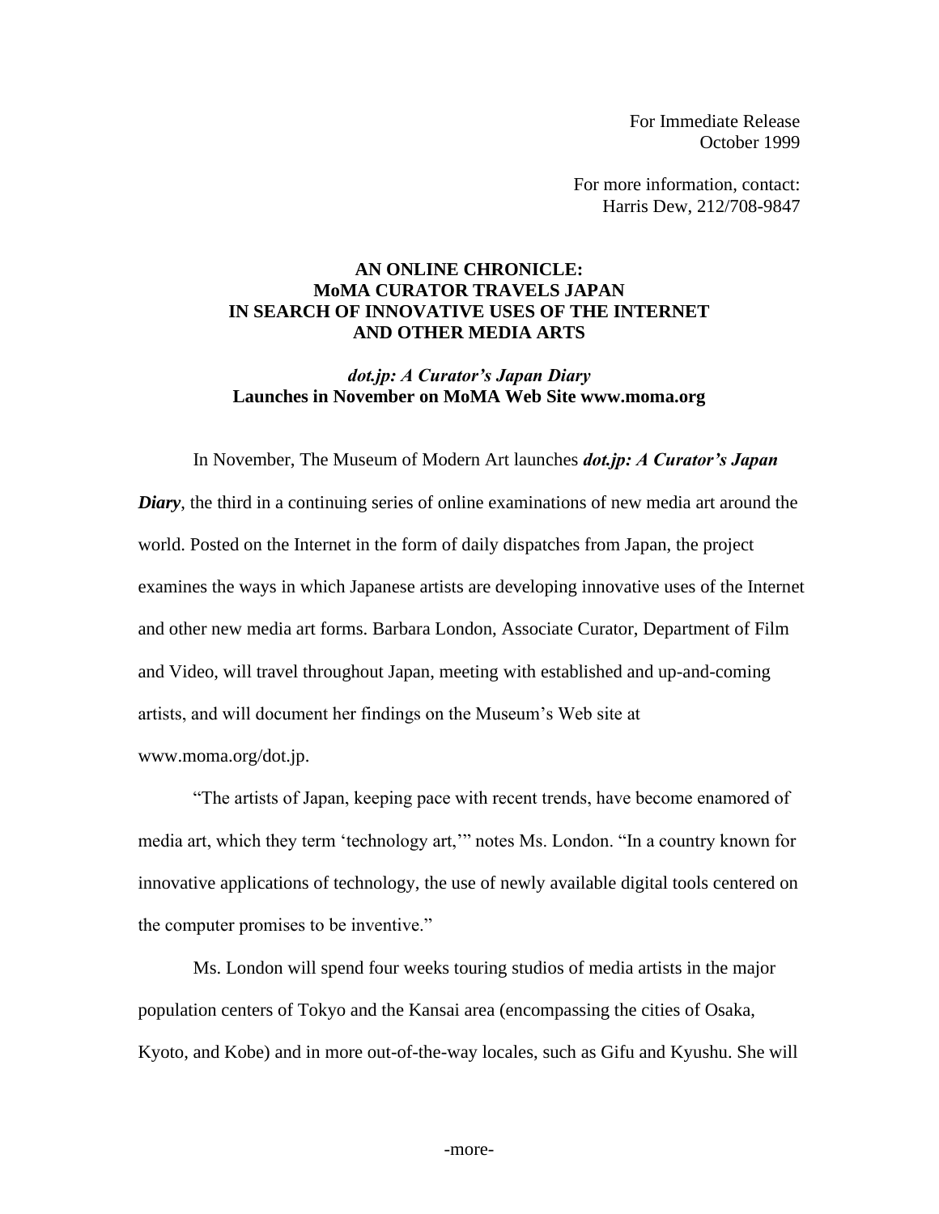For Immediate Release
October 1999

For more information, contact:
Harris Dew, 212/708-9847

**AN ONLINE CHRONICLE:**
**MoMA CURATOR TRAVELS JAPAN**
**IN SEARCH OF INNOVATIVE USES OF THE INTERNET**
**AND OTHER MEDIA ARTS**

***dot.jp: A Curator's Japan Diary***
**Launches in November on MoMA Web Site www.moma.org**

In November, The Museum of Modern Art launches ***dot.jp: A Curator's Japan Diary***, the third in a continuing series of online examinations of new media art around the world. Posted on the Internet in the form of daily dispatches from Japan, the project examines the ways in which Japanese artists are developing innovative uses of the Internet and other new media art forms. Barbara London, Associate Curator, Department of Film and Video, will travel throughout Japan, meeting with established and up-and-coming artists, and will document her findings on the Museum's Web site at www.moma.org/dot.jp.

"The artists of Japan, keeping pace with recent trends, have become enamored of media art, which they term 'technology art,'" notes Ms. London. "In a country known for innovative applications of technology, the use of newly available digital tools centered on the computer promises to be inventive."

Ms. London will spend four weeks touring studios of media artists in the major population centers of Tokyo and the Kansai area (encompassing the cities of Osaka, Kyoto, and Kobe) and in more out-of-the-way locales, such as Gifu and Kyushu. She will

-more-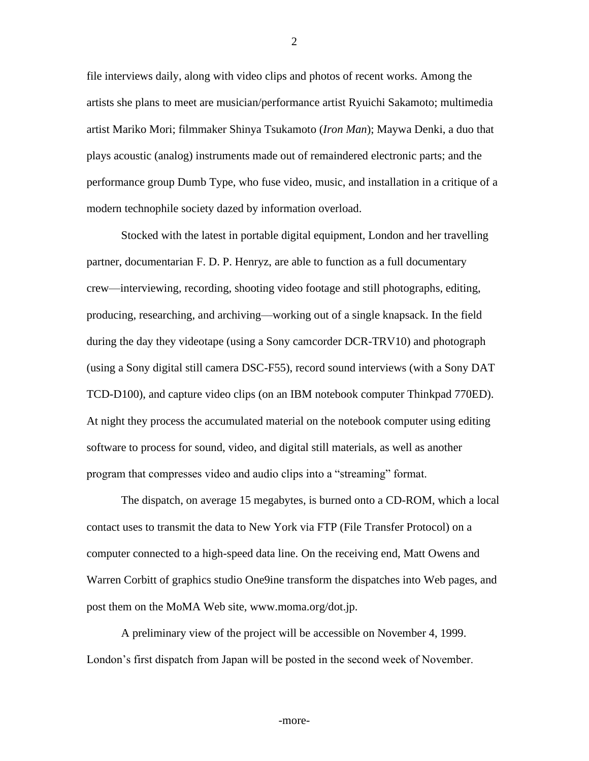file interviews daily, along with video clips and photos of recent works. Among the artists she plans to meet are musician/performance artist Ryuichi Sakamoto; multimedia artist Mariko Mori; filmmaker Shinya Tsukamoto (*Iron Man*); Maywa Denki, a duo that plays acoustic (analog) instruments made out of remaindered electronic parts; and the performance group Dumb Type, who fuse video, music, and installation in a critique of a modern technophile society dazed by information overload.

Stocked with the latest in portable digital equipment, London and her travelling partner, documentarian F. D. P. Henryz, are able to function as a full documentary crew—interviewing, recording, shooting video footage and still photographs, editing, producing, researching, and archiving—working out of a single knapsack. In the field during the day they videotape (using a Sony camcorder DCR-TRV10) and photograph (using a Sony digital still camera DSC-F55), record sound interviews (with a Sony DAT TCD-D100), and capture video clips (on an IBM notebook computer Thinkpad 770ED). At night they process the accumulated material on the notebook computer using editing software to process for sound, video, and digital still materials, as well as another program that compresses video and audio clips into a "streaming" format.

The dispatch, on average 15 megabytes, is burned onto a CD-ROM, which a local contact uses to transmit the data to New York via FTP (File Transfer Protocol) on a computer connected to a high-speed data line. On the receiving end, Matt Owens and Warren Corbitt of graphics studio One9ine transform the dispatches into Web pages, and post them on the MoMA Web site, www.moma.org/dot.jp.

A preliminary view of the project will be accessible on November 4, 1999. London's first dispatch from Japan will be posted in the second week of November.

-more-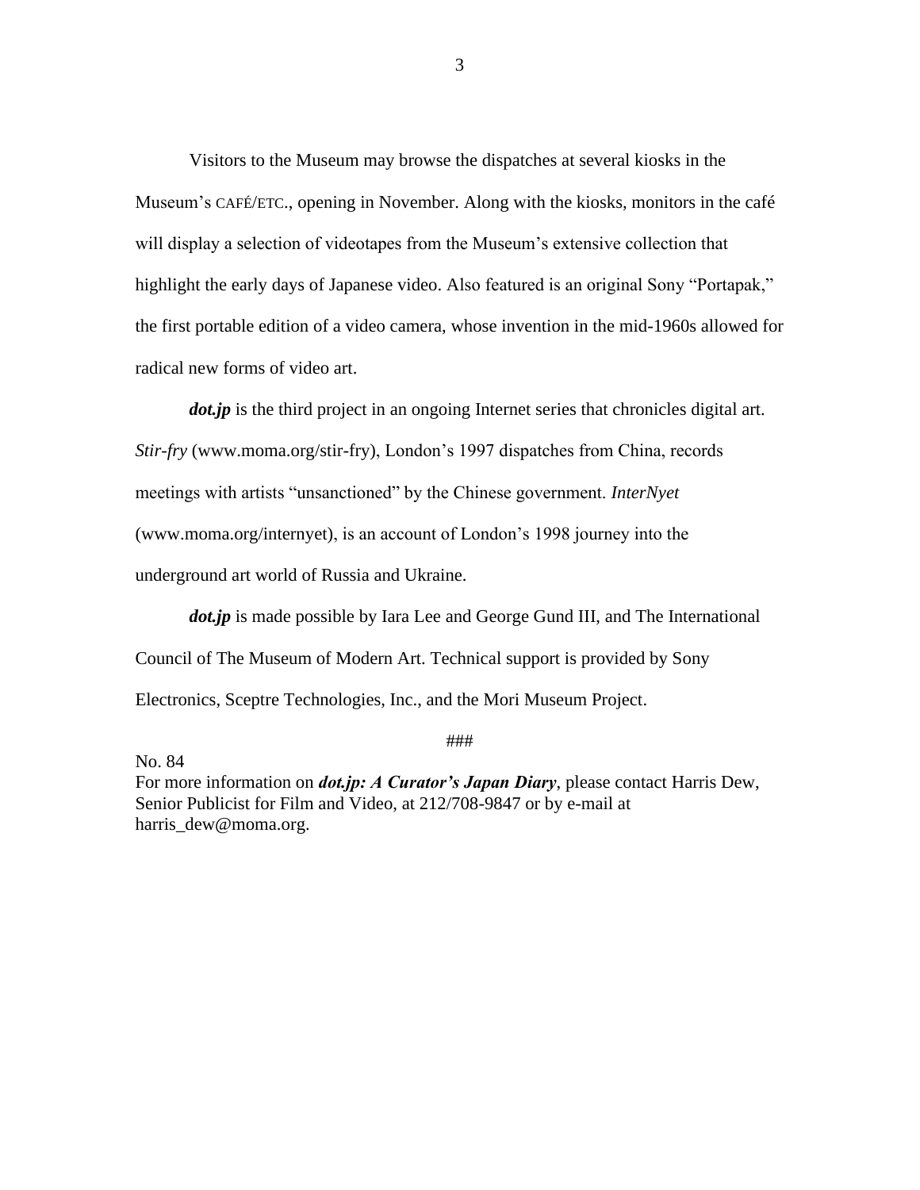Visitors to the Museum may browse the dispatches at several kiosks in the Museum's CAFÉ/ETC., opening in November. Along with the kiosks, monitors in the café will display a selection of videotapes from the Museum's extensive collection that highlight the early days of Japanese video. Also featured is an original Sony "Portapak," the first portable edition of a video camera, whose invention in the mid-1960s allowed for radical new forms of video art.

***dot.jp*** is the third project in an ongoing Internet series that chronicles digital art. *Stir-fry* (www.moma.org/stir-fry), London's 1997 dispatches from China, records meetings with artists "unsanctioned" by the Chinese government. *InterNyet* (www.moma.org/internyet), is an account of London's 1998 journey into the underground art world of Russia and Ukraine.

***dot.jp*** is made possible by Iara Lee and George Gund III, and The International Council of The Museum of Modern Art. Technical support is provided by Sony Electronics, Sceptre Technologies, Inc., and the Mori Museum Project.

###

No. 84

For more information on ***dot.jp: A Curator's Japan Diary***, please contact Harris Dew, Senior Publicist for Film and Video, at 212/708-9847 or by e-mail at harris_dew@moma.org.